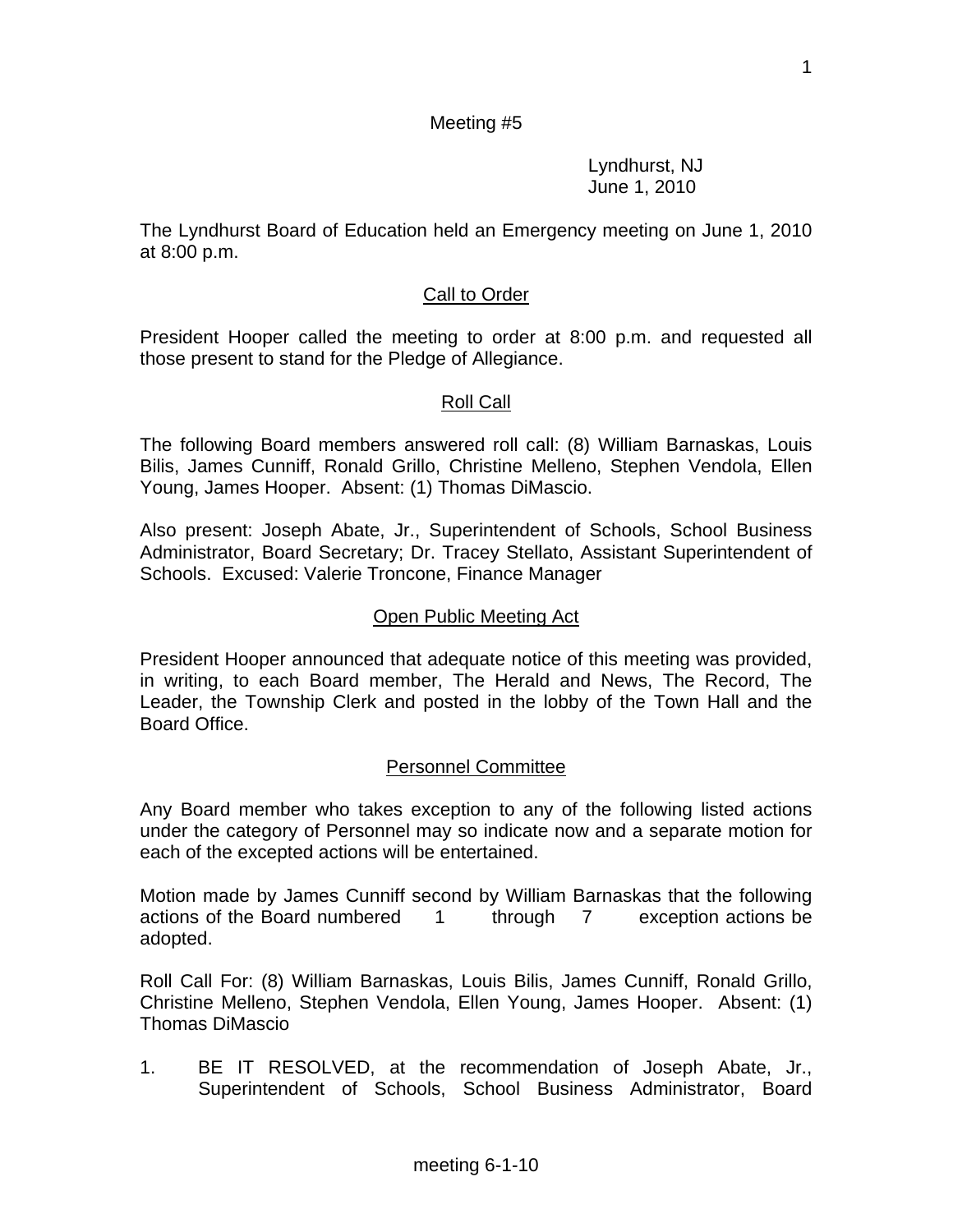Meeting #5

Lyndhurst, NJ
June 1, 2010

The Lyndhurst Board of Education held an Emergency meeting on June 1, 2010 at 8:00 p.m.

## Call to Order

President Hooper called the meeting to order at 8:00 p.m. and requested all those present to stand for the Pledge of Allegiance.

## Roll Call

The following Board members answered roll call: (8) William Barnaskas, Louis Bilis, James Cunniff, Ronald Grillo, Christine Melleno, Stephen Vendola, Ellen Young, James Hooper. Absent: (1) Thomas DiMascio.

Also present: Joseph Abate, Jr., Superintendent of Schools, School Business Administrator, Board Secretary; Dr. Tracey Stellato, Assistant Superintendent of Schools. Excused: Valerie Troncone, Finance Manager

## Open Public Meeting Act

President Hooper announced that adequate notice of this meeting was provided, in writing, to each Board member, The Herald and News, The Record, The Leader, the Township Clerk and posted in the lobby of the Town Hall and the Board Office.

## Personnel Committee

Any Board member who takes exception to any of the following listed actions under the category of Personnel may so indicate now and a separate motion for each of the excepted actions will be entertained.

Motion made by James Cunniff second by William Barnaskas that the following actions of the Board numbered 1 through 7 exception actions be adopted.

Roll Call For: (8) William Barnaskas, Louis Bilis, James Cunniff, Ronald Grillo, Christine Melleno, Stephen Vendola, Ellen Young, James Hooper. Absent: (1) Thomas DiMascio

1. BE IT RESOLVED, at the recommendation of Joseph Abate, Jr., Superintendent of Schools, School Business Administrator, Board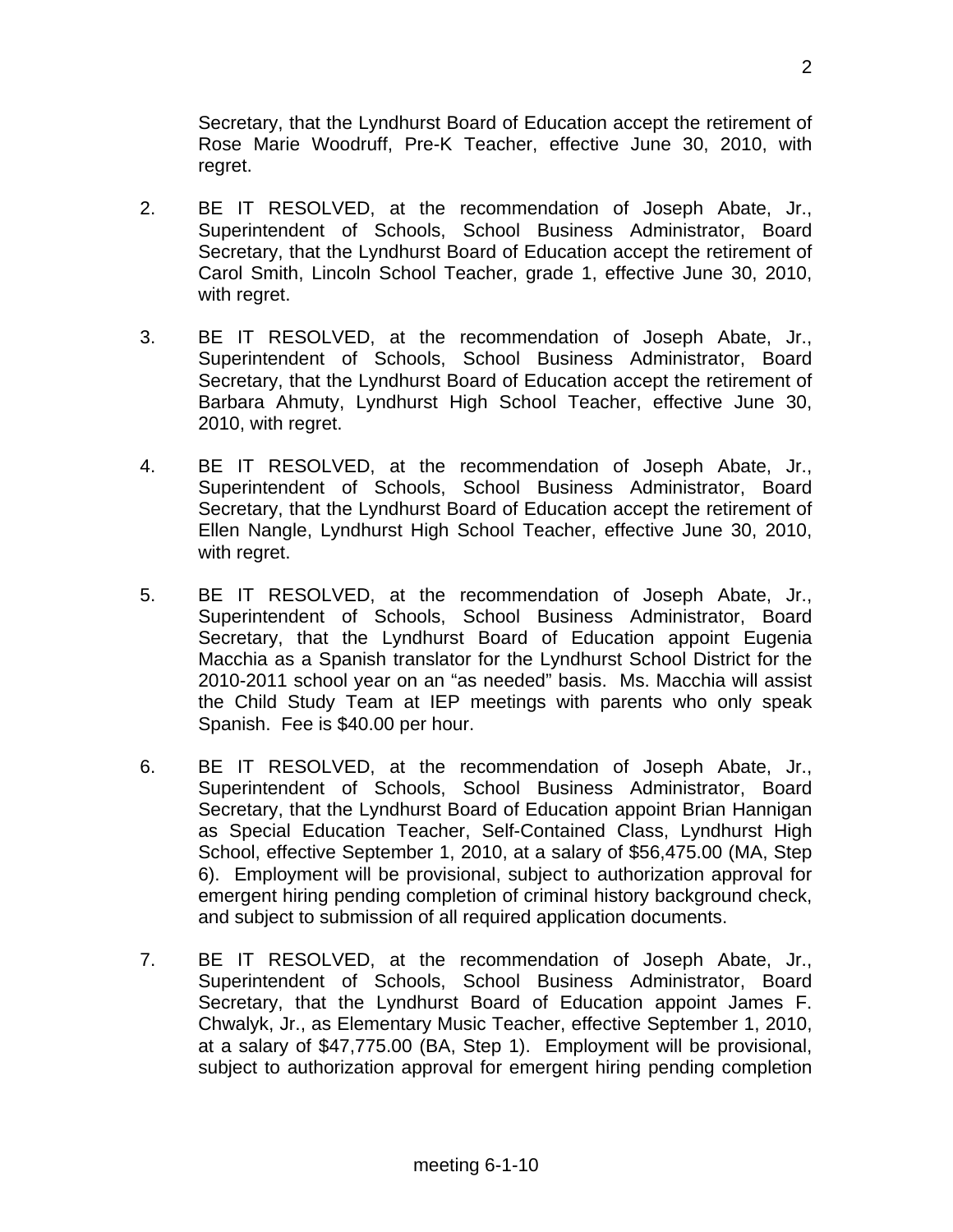Secretary, that the Lyndhurst Board of Education accept the retirement of Rose Marie Woodruff, Pre-K Teacher, effective June 30, 2010, with regret.

2. BE IT RESOLVED, at the recommendation of Joseph Abate, Jr., Superintendent of Schools, School Business Administrator, Board Secretary, that the Lyndhurst Board of Education accept the retirement of Carol Smith, Lincoln School Teacher, grade 1, effective June 30, 2010, with regret.

3. BE IT RESOLVED, at the recommendation of Joseph Abate, Jr., Superintendent of Schools, School Business Administrator, Board Secretary, that the Lyndhurst Board of Education accept the retirement of Barbara Ahmuty, Lyndhurst High School Teacher, effective June 30, 2010, with regret.

4. BE IT RESOLVED, at the recommendation of Joseph Abate, Jr., Superintendent of Schools, School Business Administrator, Board Secretary, that the Lyndhurst Board of Education accept the retirement of Ellen Nangle, Lyndhurst High School Teacher, effective June 30, 2010, with regret.

5. BE IT RESOLVED, at the recommendation of Joseph Abate, Jr., Superintendent of Schools, School Business Administrator, Board Secretary, that the Lyndhurst Board of Education appoint Eugenia Macchia as a Spanish translator for the Lyndhurst School District for the 2010-2011 school year on an "as needed" basis. Ms. Macchia will assist the Child Study Team at IEP meetings with parents who only speak Spanish. Fee is $40.00 per hour.

6. BE IT RESOLVED, at the recommendation of Joseph Abate, Jr., Superintendent of Schools, School Business Administrator, Board Secretary, that the Lyndhurst Board of Education appoint Brian Hannigan as Special Education Teacher, Self-Contained Class, Lyndhurst High School, effective September 1, 2010, at a salary of $56,475.00 (MA, Step 6). Employment will be provisional, subject to authorization approval for emergent hiring pending completion of criminal history background check, and subject to submission of all required application documents.

7. BE IT RESOLVED, at the recommendation of Joseph Abate, Jr., Superintendent of Schools, School Business Administrator, Board Secretary, that the Lyndhurst Board of Education appoint James F. Chwalyk, Jr., as Elementary Music Teacher, effective September 1, 2010, at a salary of $47,775.00 (BA, Step 1). Employment will be provisional, subject to authorization approval for emergent hiring pending completion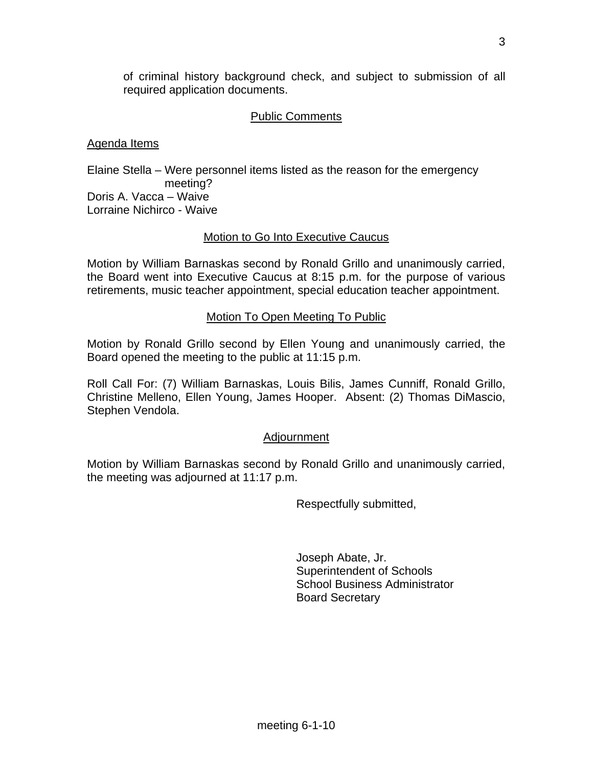of criminal history background check, and subject to submission of all required application documents.

## Public Comments

Agenda Items

Elaine Stella – Were personnel items listed as the reason for the emergency meeting?
Doris A. Vacca – Waive
Lorraine Nichirco - Waive

## Motion to Go Into Executive Caucus

Motion by William Barnaskas second by Ronald Grillo and unanimously carried, the Board went into Executive Caucus at 8:15 p.m. for the purpose of various retirements, music teacher appointment, special education teacher appointment.

## Motion To Open Meeting To Public

Motion by Ronald Grillo second by Ellen Young and unanimously carried, the Board opened the meeting to the public at 11:15 p.m.

Roll Call For: (7) William Barnaskas, Louis Bilis, James Cunniff, Ronald Grillo, Christine Melleno, Ellen Young, James Hooper. Absent: (2) Thomas DiMascio, Stephen Vendola.

## Adjournment

Motion by William Barnaskas second by Ronald Grillo and unanimously carried, the meeting was adjourned at 11:17 p.m.

Respectfully submitted,

Joseph Abate, Jr.
Superintendent of Schools
School Business Administrator
Board Secretary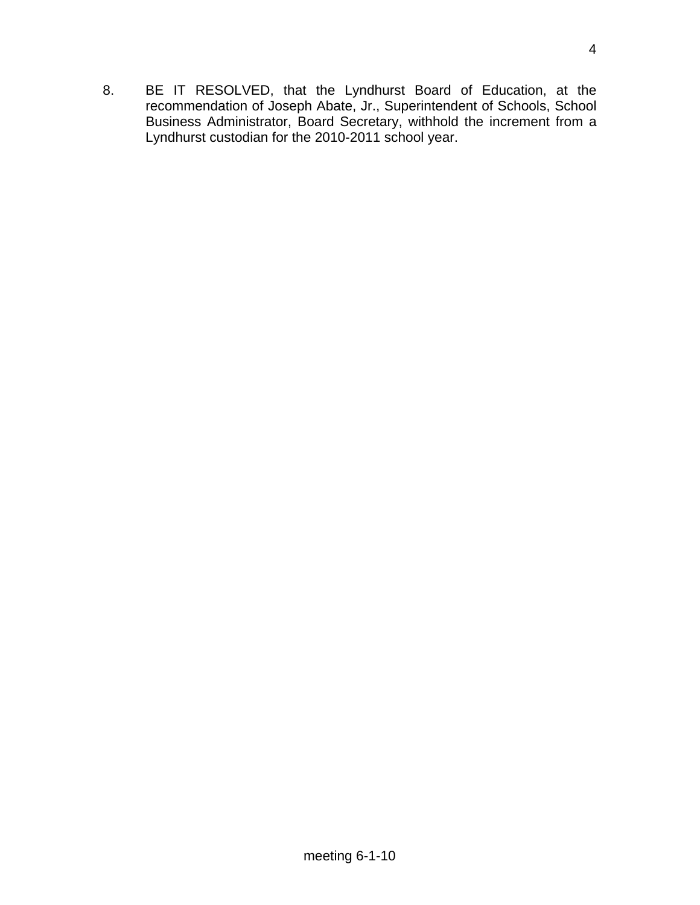8. BE IT RESOLVED, that the Lyndhurst Board of Education, at the recommendation of Joseph Abate, Jr., Superintendent of Schools, School Business Administrator, Board Secretary, withhold the increment from a Lyndhurst custodian for the 2010-2011 school year.